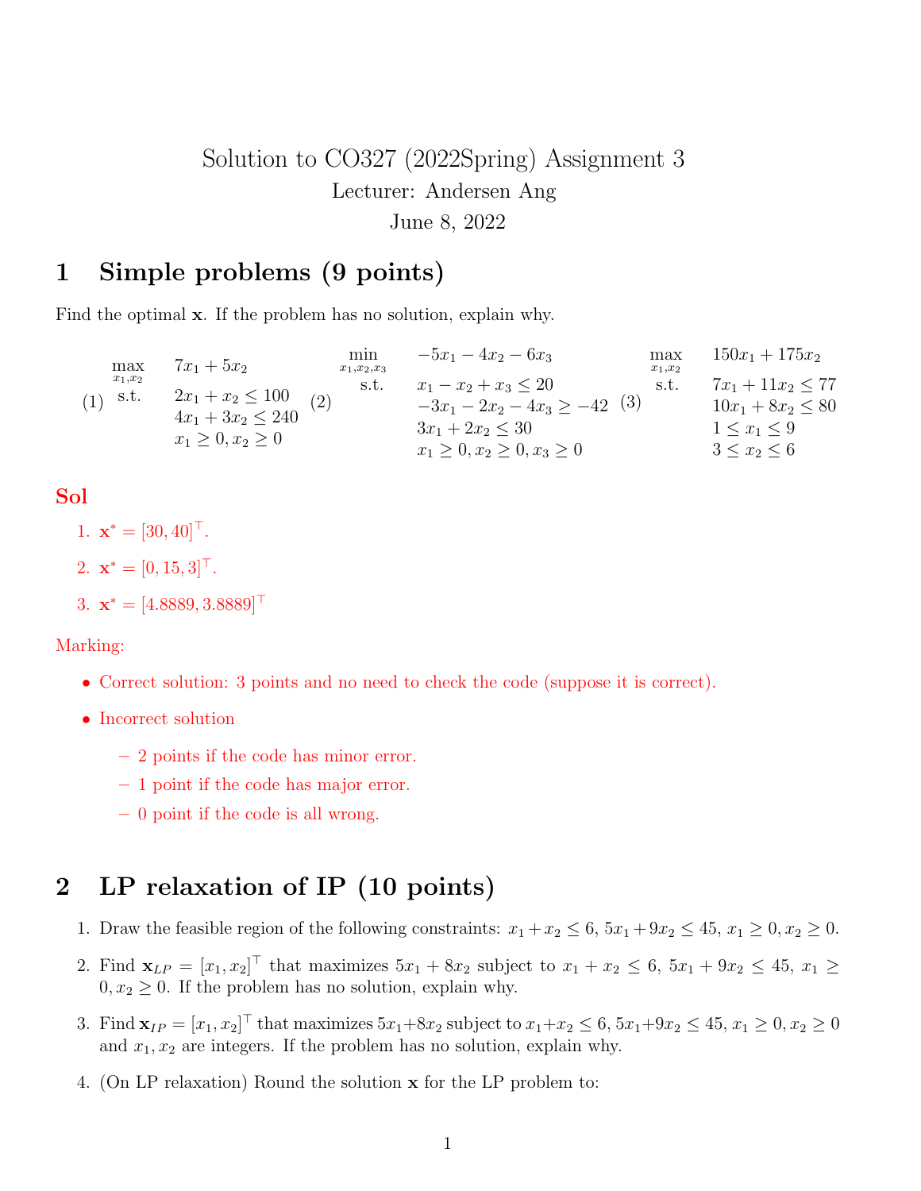# Solution to CO327 (2022Spring) Assignment 3

Lecturer: Andersen Ang

June 8, 2022

## 1 Simple problems (9 points)

Find the optimal $\mathbf{x}$. If the problem has no solution, explain why.

(1)
$$
\begin{aligned}
\max_{x_1,x_2} \quad & 7x_1 + 5x_2 \\
\text{s.t.} \quad & 2x_1 + x_2 \leq 100 \\
& 4x_1 + 3x_2 \leq 240 \\
& x_1 \geq 0, x_2 \geq 0
\end{aligned}
$$

(2)
$$
\begin{aligned}
\min_{x_1,x_2,x_3} \quad & -5x_1 - 4x_2 - 6x_3 \\
\text{s.t.} \quad & x_1 - x_2 + x_3 \leq 20 \\
& -3x_1 - 2x_2 - 4x_3 \geq -42 \\
& 3x_1 + 2x_2 \leq 30 \\
& x_1 \geq 0, x_2 \geq 0, x_3 \geq 0
\end{aligned}
$$

(3)
$$
\begin{aligned}
\max_{x_1,x_2} \quad & 150x_1 + 175x_2 \\
\text{s.t.} \quad & 7x_1 + 11x_2 \leq 77 \\
& 10x_1 + 8x_2 \leq 80 \\
& 1 \leq x_1 \leq 9 \\
& 3 \leq x_2 \leq 6
\end{aligned}
$$

**Sol**

1. $\mathbf{x}^* = [30, 40]^\top$.
2. $\mathbf{x}^* = [0, 15, 3]^\top$.
3. $\mathbf{x}^* = [4.8889, 3.8889]^\top$

Marking:

- Correct solution: 3 points and no need to check the code (suppose it is correct).
- Incorrect solution
  - 2 points if the code has minor error.
  - 1 point if the code has major error.
  - 0 point if the code is all wrong.

## 2 LP relaxation of IP (10 points)

1. Draw the feasible region of the following constraints: $x_1 + x_2 \leq 6$, $5x_1 + 9x_2 \leq 45$, $x_1 \geq 0, x_2 \geq 0$.
2. Find $\mathbf{x}_{LP} = [x_1, x_2]^\top$ that maximizes $5x_1 + 8x_2$ subject to $x_1 + x_2 \leq 6$, $5x_1 + 9x_2 \leq 45$, $x_1 \geq 0, x_2 \geq 0$. If the problem has no solution, explain why.
3. Find $\mathbf{x}_{IP} = [x_1, x_2]^\top$ that maximizes $5x_1 + 8x_2$ subject to $x_1 + x_2 \leq 6$, $5x_1 + 9x_2 \leq 45$, $x_1 \geq 0, x_2 \geq 0$ and $x_1, x_2$ are integers. If the problem has no solution, explain why.
4. (On LP relaxation) Round the solution $\mathbf{x}$ for the LP problem to: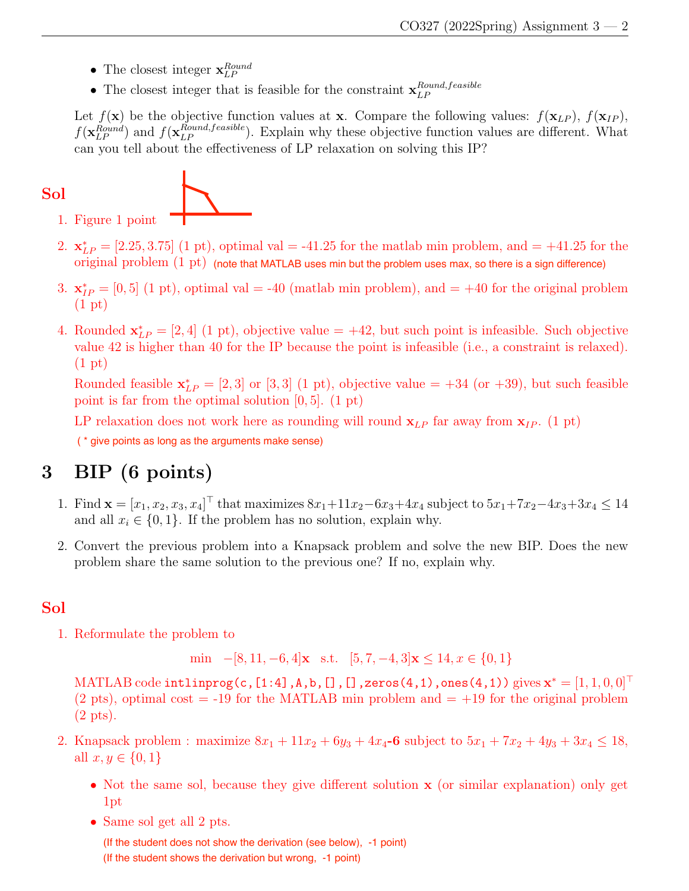- The closest integer $\mathbf{x}_{LP}^{Round}$
- The closest integer that is feasible for the constraint $\mathbf{x}_{LP}^{Round,feasible}$

Let $f(\mathbf{x})$ be the objective function values at $\mathbf{x}$. Compare the following values: $f(\mathbf{x}_{LP})$, $f(\mathbf{x}_{IP})$, $f(\mathbf{x}_{LP}^{Round})$ and $f(\mathbf{x}_{LP}^{Round,feasible})$. Explain why these objective function values are different. What can you tell about the effectiveness of LP relaxation on solving this IP?

**Sol**

1. Figure 1 point

2. $\mathbf{x}_{LP}^* = [2.25, 3.75]$ (1 pt), optimal val = -41.25 for the matlab min problem, and = +41.25 for the original problem (1 pt) (note that MATLAB uses min but the problem uses max, so there is a sign difference)

3. $\mathbf{x}_{IP}^* = [0, 5]$ (1 pt), optimal val = -40 (matlab min problem), and = +40 for the original problem (1 pt)

4. Rounded $\mathbf{x}_{LP}^* = [2, 4]$ (1 pt), objective value = +42, but such point is infeasible. Such objective value 42 is higher than 40 for the IP because the point is infeasible (i.e., a constraint is relaxed). (1 pt)

   Rounded feasible $\mathbf{x}_{LP}^* = [2, 3]$ or $[3, 3]$ (1 pt), objective value = +34 (or +39), but such feasible point is far from the optimal solution $[0, 5]$. (1 pt)

   LP relaxation does not work here as rounding will round $\mathbf{x}_{LP}$ far away from $\mathbf{x}_{IP}$. (1 pt)

   ( * give points as long as the arguments make sense)

## 3 BIP (6 points)

1. Find $\mathbf{x} = [x_1, x_2, x_3, x_4]^\top$ that maximizes $8x_1 + 11x_2 - 6x_3 + 4x_4$ subject to $5x_1 + 7x_2 - 4x_3 + 3x_4 \leq 14$ and all $x_i \in \{0, 1\}$. If the problem has no solution, explain why.

2. Convert the previous problem into a Knapsack problem and solve the new BIP. Does the new problem share the same solution to the previous one? If no, explain why.

**Sol**

1. Reformulate the problem to

$$\min \quad -[8, 11, -6, 4]\mathbf{x} \quad \text{s.t.} \quad [5, 7, -4, 3]\mathbf{x} \leq 14, x \in \{0, 1\}$$

   MATLAB code `intlinprog(c,[1:4],A,b,[],[],zeros(4,1),ones(4,1))` gives $\mathbf{x}^* = [1, 1, 0, 0]^\top$ (2 pts), optimal cost = -19 for the MATLAB min problem and = +19 for the original problem (2 pts).

2. Knapsack problem : maximize $8x_1 + 11x_2 + 6y_3 + 4x_4$**-6** subject to $5x_1 + 7x_2 + 4y_3 + 3x_4 \leq 18$, all $x, y \in \{0, 1\}$

   - Not the same sol, because they give different solution $\mathbf{x}$ (or similar explanation) only get 1pt
   - Same sol get all 2 pts.

     (If the student does not show the derivation (see below), -1 point)

     (If the student shows the derivation but wrong, -1 point)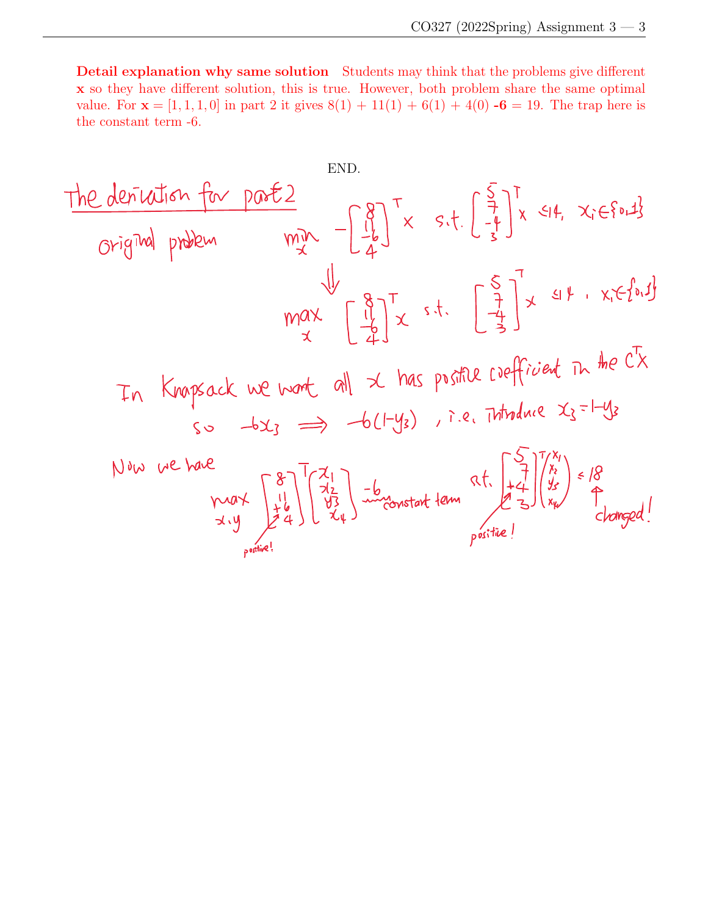**Detail explanation why same solution** Students may think that the problems give different **x** so they have different solution, this is true. However, both problem share the same optimal value. For $\mathbf{x} = [1, 1, 1, 0]$ in part 2 it gives $8(1) + 11(1) + 6(1) + 4(0)$ **-6** $= 19$. The trap here is the constant term -6.

END.

## The derivation for part 2

original problem

$$\min_x \; -\begin{bmatrix} 8 \\ 11 \\ -6 \\ 4 \end{bmatrix}^T x \quad \text{s.t.} \begin{bmatrix} 5 \\ 7 \\ -4 \\ 3 \end{bmatrix}^T x \le 14, \; x_i \in \{0,1\}$$

$\Downarrow$

$$\max_x \begin{bmatrix} 8 \\ 11 \\ -6 \\ 4 \end{bmatrix}^T x \quad \text{s.t.} \begin{bmatrix} 5 \\ 7 \\ -4 \\ 3 \end{bmatrix}^T x \le 14, \; x_i \in \{0,1\}$$

In Knapsack we want all $x$ has positive coefficient in the $c^T x$

so $-6x_3 \Longrightarrow -6(1-y_3)$, i.e. introduce $x_3 = 1 - y_3$

Now we have

$$\max_{x,y} \begin{bmatrix} 8 \\ 11 \\ +6 \\ 4 \end{bmatrix}^T \begin{pmatrix} x_1 \\ x_2 \\ y_3 \\ x_4 \end{pmatrix} \underbrace{-6}_{\text{constant term}} \quad \text{s.t.} \begin{bmatrix} 5 \\ 7 \\ +4 \\ 3 \end{bmatrix}^T \begin{pmatrix} x_1 \\ x_2 \\ y_3 \\ x_4 \end{pmatrix} \le 18$$

positive! (the $+6$ coefficient)

positive! (the $+4$ coefficient)

changed! (the right-hand side $18$)